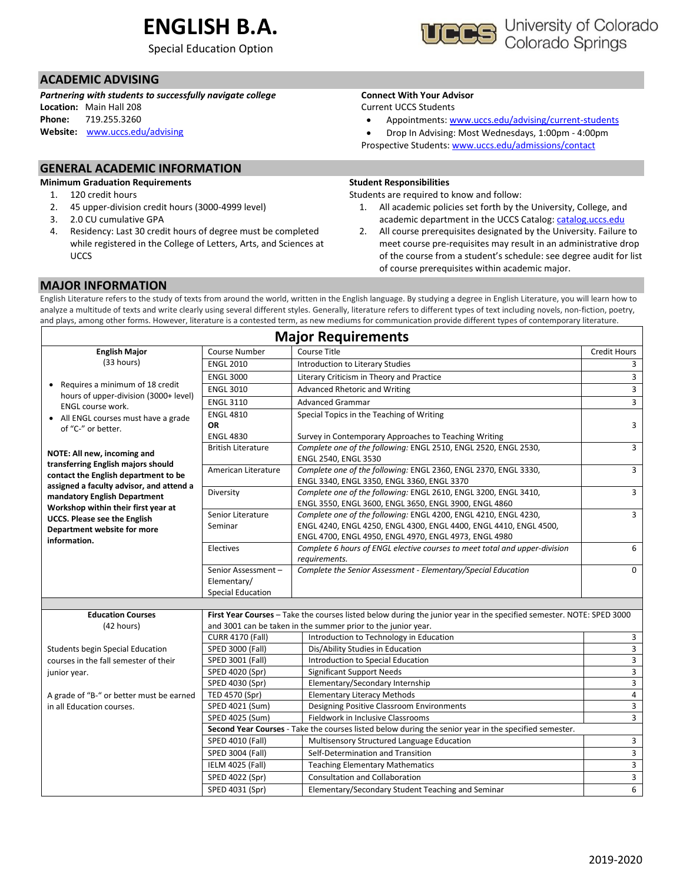# ENGLISH B.A.

Special Education Option

University of Colorado Colorado Springs

## ACADEMIC ADVISING

***Partnering with students to successfully navigate college***

**Location:** Main Hall 208
**Phone:** 719.255.3260
**Website:** www.uccs.edu/advising

**Connect With Your Advisor**

Current UCCS Students

- Appointments: www.uccs.edu/advising/current-students
- Drop In Advising: Most Wednesdays, 1:00pm - 4:00pm

Prospective Students: www.uccs.edu/admissions/contact

## GENERAL ACADEMIC INFORMATION

**Minimum Graduation Requirements**

1. 120 credit hours
2. 45 upper-division credit hours (3000-4999 level)
3. 2.0 CU cumulative GPA
4. Residency: Last 30 credit hours of degree must be completed while registered in the College of Letters, Arts, and Sciences at UCCS

**Student Responsibilities**

Students are required to know and follow:

1. All academic policies set forth by the University, College, and academic department in the UCCS Catalog: catalog.uccs.edu
2. All course prerequisites designated by the University. Failure to meet course pre-requisites may result in an administrative drop of the course from a student's schedule: see degree audit for list of course prerequisites within academic major.

## MAJOR INFORMATION

English Literature refers to the study of texts from around the world, written in the English language. By studying a degree in English Literature, you will learn how to analyze a multitude of texts and write clearly using several different styles. Generally, literature refers to different types of text including novels, non-fiction, poetry, and plays, among other forms. However, literature is a contested term, as new mediums for communication provide different types of contemporary literature.

### Major Requirements

| **English Major** (33 hours) | Course Number | Course Title | Credit Hours |
|---|---|---|---|
| • Requires a minimum of 18 credit hours of upper-division (3000+ level) ENGL course work.<br>• All ENGL courses must have a grade of "C-" or better.<br><br>**NOTE: All new, incoming and transferring English majors should contact the English department to be assigned a faculty advisor, and attend a mandatory English Department Workshop within their first year at UCCS. Please see the English Department website for more information.** | ENGL 2010 | Introduction to Literary Studies | 3 |
| | ENGL 3000 | Literary Criticism in Theory and Practice | 3 |
| | ENGL 3010 | Advanced Rhetoric and Writing | 3 |
| | ENGL 3110 | Advanced Grammar | 3 |
| | ENGL 4810 **OR** ENGL 4830 | Special Topics in the Teaching of Writing<br>Survey in Contemporary Approaches to Teaching Writing | 3 |
| | British Literature | *Complete one of the following:* ENGL 2510, ENGL 2520, ENGL 2530, ENGL 2540, ENGL 3530 | 3 |
| | American Literature | *Complete one of the following:* ENGL 2360, ENGL 2370, ENGL 3330, ENGL 3350, ENGL 3360, ENGL 3370 | 3 |
| | Diversity | *Complete one of the following:* ENGL 2610, ENGL 3200, ENGL 3410, ENGL 3550, ENGL 3600, ENGL 3650, ENGL 3900, ENGL 4860 | 3 |
| | Senior Literature Seminar | *Complete one of the following:* ENGL 4200, ENGL 4210, ENGL 4230, ENGL 4240, ENGL 4250, ENGL 4300, ENGL 4400, ENGL 4410, ENGL 4500, ENGL 4700, ENGL 4950, ENGL 4970, ENGL 4973, ENGL 4980 | 3 |
| | Electives | *Complete 6 hours of ENGL elective courses to meet total and upper-division requirements.* | 6 |
| | Senior Assessment – Elementary/ Special Education | *Complete the Senior Assessment - Elementary/Special Education* | 0 |

| **Education Courses** (42 hours) | Course Number | Course Title | Credit Hours |
|---|---|---|---|
| Students begin Special Education courses in the fall semester of their junior year.<br><br>A grade of "B-" or better must be earned in all Education courses. | **First Year Courses** – Take the courses listed below during the junior year in the specified semester. NOTE: SPED 3000 and 3001 can be taken in the summer prior to the junior year. | | |
| | CURR 4170 (Fall) | Introduction to Technology in Education | 3 |
| | SPED 3000 (Fall) | Dis/Ability Studies in Education | 3 |
| | SPED 3001 (Fall) | Introduction to Special Education | 3 |
| | SPED 4020 (Spr) | Significant Support Needs | 3 |
| | SPED 4030 (Spr) | Elementary/Secondary Internship | 3 |
| | TED 4570 (Spr) | Elementary Literacy Methods | 4 |
| | SPED 4021 (Sum) | Designing Positive Classroom Environments | 3 |
| | SPED 4025 (Sum) | Fieldwork in Inclusive Classrooms | 3 |
| | **Second Year Courses** - Take the courses listed below during the senior year in the specified semester. | | |
| | SPED 4010 (Fall) | Multisensory Structured Language Education | 3 |
| | SPED 3004 (Fall) | Self-Determination and Transition | 3 |
| | IELM 4025 (Fall) | Teaching Elementary Mathematics | 3 |
| | SPED 4022 (Spr) | Consultation and Collaboration | 3 |
| | SPED 4031 (Spr) | Elementary/Secondary Student Teaching and Seminar | 6 |

2019-2020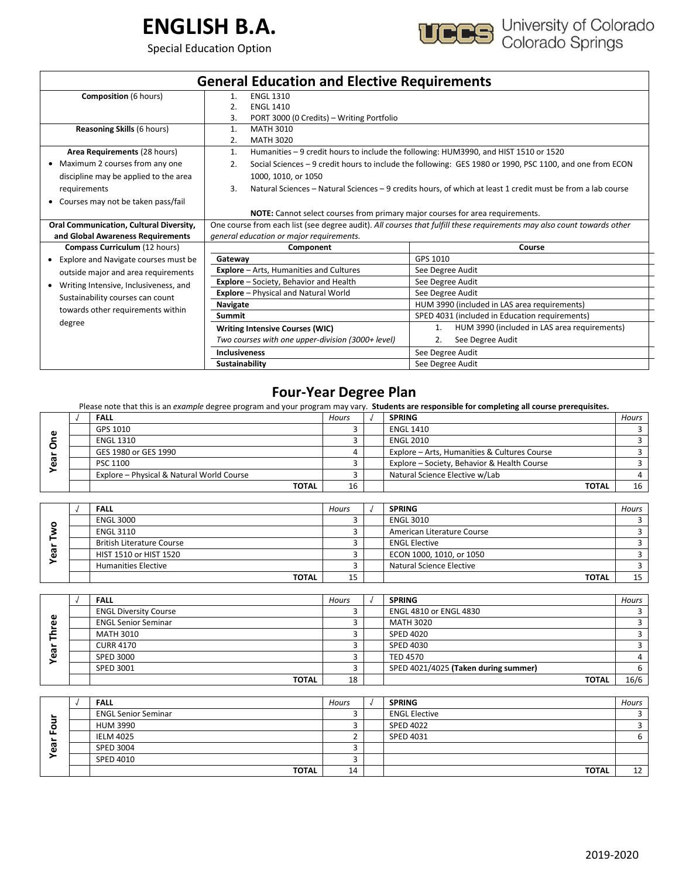# ENGLISH B.A.

Special Education Option

University of Colorado Colorado Springs

## General Education and Elective Requirements

| | |
|---|---|
| **Composition** (6 hours) | 1. ENGL 1310<br>2. ENGL 1410<br>3. PORT 3000 (0 Credits) – Writing Portfolio |
| **Reasoning Skills** (6 hours) | 1. MATH 3010<br>2. MATH 3020 |
| **Area Requirements** (28 hours)<br>• Maximum 2 courses from any one discipline may be applied to the area requirements<br>• Courses may not be taken pass/fail | 1. Humanities – 9 credit hours to include the following: HUM3990, and HIST 1510 or 1520<br>2. Social Sciences – 9 credit hours to include the following: GES 1980 or 1990, PSC 1100, and one from ECON 1000, 1010, or 1050<br>3. Natural Sciences – Natural Sciences – 9 credits hours, of which at least 1 credit must be from a lab course<br><br>**NOTE:** Cannot select courses from primary major courses for area requirements. |
| **Oral Communication, Cultural Diversity, and Global Awareness Requirements** | One course from each list (see degree audit). *All courses that fulfill these requirements may also count towards other general education or major requirements.* |

| **Compass Curriculum** (12 hours) | **Component** | **Course** |
|---|---|---|
| • Explore and Navigate courses must be outside major and area requirements | **Gateway** | GPS 1010 |
| • Writing Intensive, Inclusiveness, and Sustainability courses can count towards other requirements within degree | **Explore** – Arts, Humanities and Cultures | See Degree Audit |
| | **Explore** – Society, Behavior and Health | See Degree Audit |
| | **Explore** – Physical and Natural World | See Degree Audit |
| | **Navigate** | HUM 3990 (included in LAS area requirements) |
| | **Summit** | SPED 4031 (included in Education requirements) |
| | **Writing Intensive Courses (WIC)**<br>*Two courses with one upper-division (3000+ level)* | 1. HUM 3990 (included in LAS area requirements)<br>2. See Degree Audit |
| | **Inclusiveness** | See Degree Audit |
| | **Sustainability** | See Degree Audit |

## Four-Year Degree Plan

Please note that this is an *example* degree program and your program may vary. **Students are responsible for completing all course prerequisites.**

**Year One**

| √ | FALL | *Hours* | √ | SPRING | *Hours* |
|---|---|---|---|---|---|
| | GPS 1010 | 3 | | ENGL 1410 | 3 |
| | ENGL 1310 | 3 | | ENGL 2010 | 3 |
| | GES 1980 or GES 1990 | 4 | | Explore – Arts, Humanities & Cultures Course | 3 |
| | PSC 1100 | 3 | | Explore – Society, Behavior & Health Course | 3 |
| | Explore – Physical & Natural World Course | 3 | | Natural Science Elective w/Lab | 4 |
| | **TOTAL** | 16 | | **TOTAL** | 16 |

**Year Two**

| √ | FALL | *Hours* | √ | SPRING | *Hours* |
|---|---|---|---|---|---|
| | ENGL 3000 | 3 | | ENGL 3010 | 3 |
| | ENGL 3110 | 3 | | American Literature Course | 3 |
| | British Literature Course | 3 | | ENGL Elective | 3 |
| | HIST 1510 or HIST 1520 | 3 | | ECON 1000, 1010, or 1050 | 3 |
| | Humanities Elective | 3 | | Natural Science Elective | 3 |
| | **TOTAL** | 15 | | **TOTAL** | 15 |

**Year Three**

| √ | FALL | *Hours* | √ | SPRING | *Hours* |
|---|---|---|---|---|---|
| | ENGL Diversity Course | 3 | | ENGL 4810 or ENGL 4830 | 3 |
| | ENGL Senior Seminar | 3 | | MATH 3020 | 3 |
| | MATH 3010 | 3 | | SPED 4020 | 3 |
| | CURR 4170 | 3 | | SPED 4030 | 3 |
| | SPED 3000 | 3 | | TED 4570 | 4 |
| | SPED 3001 | 3 | | SPED 4021/4025 **(Taken during summer)** | 6 |
| | **TOTAL** | 18 | | **TOTAL** | 16/6 |

**Year Four**

| √ | FALL | *Hours* | √ | SPRING | *Hours* |
|---|---|---|---|---|---|
| | ENGL Senior Seminar | 3 | | ENGL Elective | 3 |
| | HUM 3990 | 3 | | SPED 4022 | 3 |
| | IELM 4025 | 2 | | SPED 4031 | 6 |
| | SPED 3004 | 3 | | | |
| | SPED 4010 | 3 | | | |
| | **TOTAL** | 14 | | **TOTAL** | 12 |

2019-2020